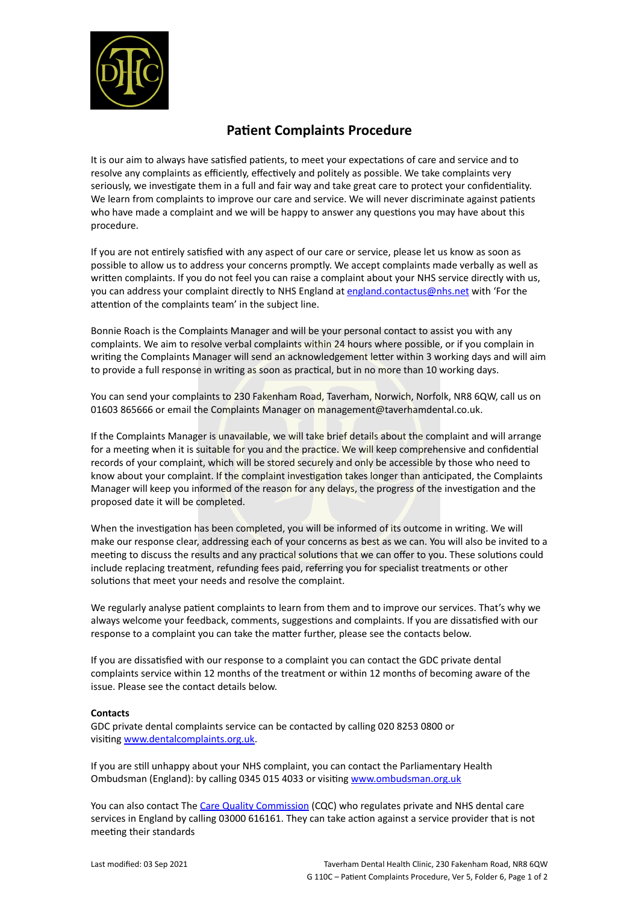# Patient Complaints Procedure

It is our aim to always have satisfied patients, to meet your expectations of care and service and to resolve any complaints as efficiently, effectively and politely as possible. We take complaints very seriously, we investigate them in a full and fair way and take great care to protect your confidentiality. We learn from complaints to improve our care and service. We will never discriminate against patients who have made a complaint and we will be happy to answer any questions you may have about this procedure.

If you are not entirely satisfied with any aspect of our care or service, please let us know as soon as possible to allow us to address your concerns promptly. We accept complaints made verbally as well as written complaints. If you do not feel you can raise a complaint about your NHS service directly with us, you can address your complaint directly to NHS England at england.contactus@nhs.net with 'For the attention of the complaints team' in the subject line.

Bonnie Roach is the Complaints Manager and will be your personal contact to assist you with any complaints. We aim to resolve verbal complaints within 24 hours where possible, or if you complain in writing the Complaints Manager will send an acknowledgement letter within 3 working days and will aim to provide a full response in writing as soon as practical, but in no more than 10 working days.

You can send your complaints to 230 Fakenham Road, Taverham, Norwich, Norfolk, NR8 6QW, call us on 01603 865666 or email the Complaints Manager on management@taverhamdental.co.uk.

If the Complaints Manager is unavailable, we will take brief details about the complaint and will arrange for a meeting when it is suitable for you and the practice. We will keep comprehensive and confidential records of your complaint, which will be stored securely and only be accessible by those who need to know about your complaint. If the complaint investigation takes longer than anticipated, the Complaints Manager will keep you informed of the reason for any delays, the progress of the investigation and the proposed date it will be completed.

When the investigation has been completed, you will be informed of its outcome in writing. We will make our response clear, addressing each of your concerns as best as we can. You will also be invited to a meeting to discuss the results and any practical solutions that we can offer to you. These solutions could include replacing treatment, refunding fees paid, referring you for specialist treatments or other solutions that meet your needs and resolve the complaint.

We regularly analyse patient complaints to learn from them and to improve our services. That's why we always welcome your feedback, comments, suggestions and complaints. If you are dissatisfied with our response to a complaint you can take the matter further, please see the contacts below.

If you are dissatisfied with our response to a complaint you can contact the GDC private dental complaints service within 12 months of the treatment or within 12 months of becoming aware of the issue. Please see the contact details below.

**Contacts**

GDC private dental complaints service can be contacted by calling 020 8253 0800 or visiting www.dentalcomplaints.org.uk.

If you are still unhappy about your NHS complaint, you can contact the Parliamentary Health Ombudsman (England): by calling 0345 015 4033 or visiting www.ombudsman.org.uk

You can also contact The Care Quality Commission (CQC) who regulates private and NHS dental care services in England by calling 03000 616161. They can take action against a service provider that is not meeting their standards

Last modified: 03 Sep 2021

Taverham Dental Health Clinic, 230 Fakenham Road, NR8 6QW
G 110C – Patient Complaints Procedure, Ver 5, Folder 6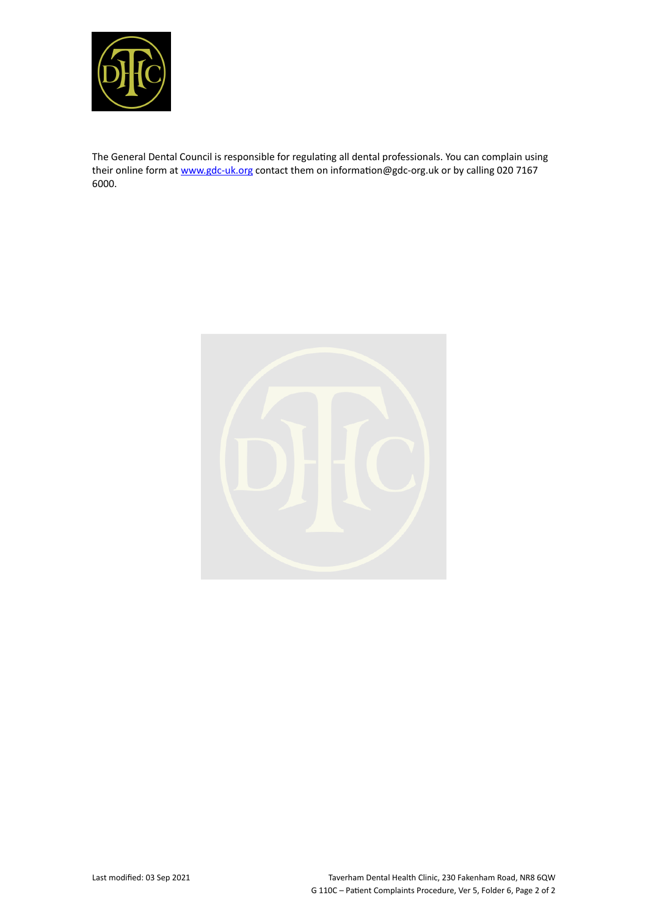The General Dental Council is responsible for regulating all dental professionals. You can complain using their online form at [www.gdc-uk.org](http://www.gdc-uk.org) contact them on information@gdc-org.uk or by calling 020 7167 6000.